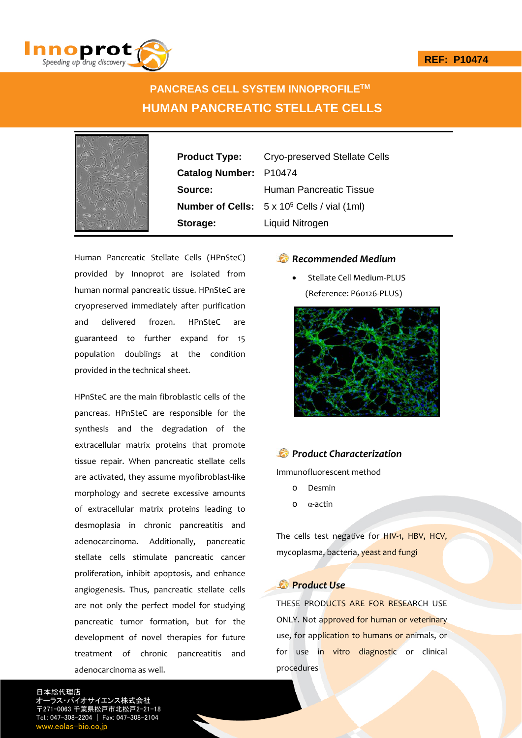REF: P10474

# PANCREAS CELL SYSTEM INNOPROFILE™

# HUMAN PANCREATIC STELLATE CELLS

| | |
|---|---|
| **Product Type:** | Cryo-preserved Stellate Cells |
| **Catalog Number:** | P10474 |
| **Source:** | Human Pancreatic Tissue |
| **Number of Cells:** | $5 \times 10^5$ Cells / vial (1ml) |
| **Storage:** | Liquid Nitrogen |

Human Pancreatic Stellate Cells (HPnSteC) provided by Innoprot are isolated from human normal pancreatic tissue. HPnSteC are cryopreserved immediately after purification and delivered frozen. HPnSteC are guaranteed to further expand for 15 population doublings at the condition provided in the technical sheet.

HPnSteC are the main fibroblastic cells of the pancreas. HPnSteC are responsible for the synthesis and the degradation of the extracellular matrix proteins that promote tissue repair. When pancreatic stellate cells are activated, they assume myofibroblast-like morphology and secrete excessive amounts of extracellular matrix proteins leading to desmoplasia in chronic pancreatitis and adenocarcinoma. Additionally, pancreatic stellate cells stimulate pancreatic cancer proliferation, inhibit apoptosis, and enhance angiogenesis. Thus, pancreatic stellate cells are not only the perfect model for studying pancreatic tumor formation, but for the development of novel therapies for future treatment of chronic pancreatitis and adenocarcinoma as well.

## *Recommended Medium*

- Stellate Cell Medium-PLUS (Reference: P60126-PLUS)

## *Product Characterization*

Immunofluorescent method

- Desmin
- α-actin

The cells test negative for HIV-1, HBV, HCV, mycoplasma, bacteria, yeast and fungi

## *Product Use*

THESE PRODUCTS ARE FOR RESEARCH USE ONLY. Not approved for human or veterinary use, for application to humans or animals, or for use in vitro diagnostic or clinical procedures

日本総代理店
オーラス・バイオサイエンス株式会社
〒271-0063 千葉県松戸市北松戸2-21-18
Tel.: 047-308-2204 | Fax: 047-308-2104
www.eolas-bio.co.jp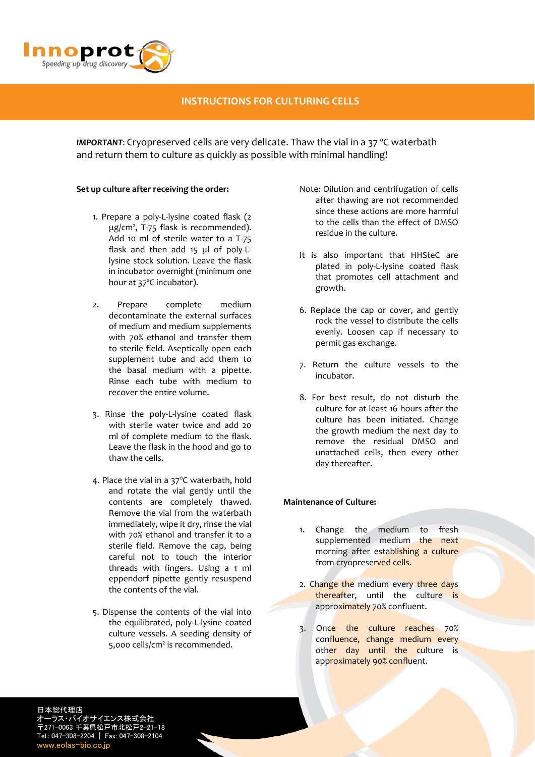## INSTRUCTIONS FOR CULTURING CELLS

***IMPORTANT***: Cryopreserved cells are very delicate. Thaw the vial in a 37 °C waterbath and return them to culture as quickly as possible with minimal handling!

**Set up culture after receiving the order:**

1. Prepare a poly-L-lysine coated flask (2 μg/cm², T-75 flask is recommended). Add 10 ml of sterile water to a T-75 flask and then add 15 μl of poly-L-lysine stock solution. Leave the flask in incubator overnight (minimum one hour at 37°C incubator).

2. Prepare complete medium decontaminate the external surfaces of medium and medium supplements with 70% ethanol and transfer them to sterile field. Aseptically open each supplement tube and add them to the basal medium with a pipette. Rinse each tube with medium to recover the entire volume.

3. Rinse the poly-L-lysine coated flask with sterile water twice and add 20 ml of complete medium to the flask. Leave the flask in the hood and go to thaw the cells.

4. Place the vial in a 37°C waterbath, hold and rotate the vial gently until the contents are completely thawed. Remove the vial from the waterbath immediately, wipe it dry, rinse the vial with 70% ethanol and transfer it to a sterile field. Remove the cap, being careful not to touch the interior threads with fingers. Using a 1 ml eppendorf pipette gently resuspend the contents of the vial.

5. Dispense the contents of the vial into the equilibrated, poly-L-lysine coated culture vessels. A seeding density of 5,000 cells/cm² is recommended.

Note: Dilution and centrifugation of cells after thawing are not recommended since these actions are more harmful to the cells than the effect of DMSO residue in the culture.

It is also important that HHSteC are plated in poly-L-lysine coated flask that promotes cell attachment and growth.

6. Replace the cap or cover, and gently rock the vessel to distribute the cells evenly. Loosen cap if necessary to permit gas exchange.

7. Return the culture vessels to the incubator.

8. For best result, do not disturb the culture for at least 16 hours after the culture has been initiated. Change the growth medium the next day to remove the residual DMSO and unattached cells, then every other day thereafter.

**Maintenance of Culture:**

1. Change the medium to fresh supplemented medium the next morning after establishing a culture from cryopreserved cells.

2. Change the medium every three days thereafter, until the culture is approximately 70% confluent.

3. Once the culture reaches 70% confluence, change medium every other day until the culture is approximately 90% confluent.

日本総代理店
オーラス・バイオサイエンス株式会社
〒271-0063 千葉県松戸市北松戸2-21-18
Tel.: 047-308-2204 | Fax: 047-308-2104
www.eolas-bio.co.jp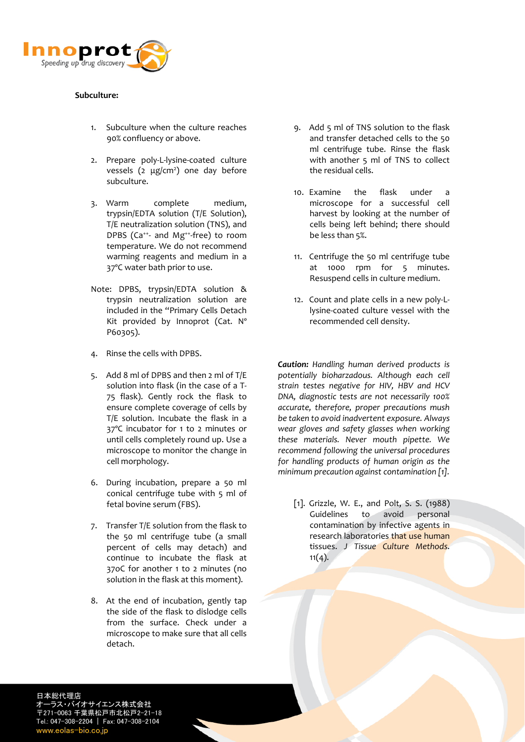**Subculture:**

1. Subculture when the culture reaches 90% confluency or above.

2. Prepare poly-L-lysine-coated culture vessels (2 μg/cm$^2$) one day before subculture.

3. Warm complete medium, trypsin/EDTA solution (T/E Solution), T/E neutralization solution (TNS), and DPBS ($Ca^{++}$- and $Mg^{++}$-free) to room temperature. We do not recommend warming reagents and medium in a 37°C water bath prior to use.

Note: DPBS, trypsin/EDTA solution & trypsin neutralization solution are included in the "Primary Cells Detach Kit provided by Innoprot (Cat. Nº P60305).

4. Rinse the cells with DPBS.

5. Add 8 ml of DPBS and then 2 ml of T/E solution into flask (in the case of a T-75 flask). Gently rock the flask to ensure complete coverage of cells by T/E solution. Incubate the flask in a 37°C incubator for 1 to 2 minutes or until cells completely round up. Use a microscope to monitor the change in cell morphology.

6. During incubation, prepare a 50 ml conical centrifuge tube with 5 ml of fetal bovine serum (FBS).

7. Transfer T/E solution from the flask to the 50 ml centrifuge tube (a small percent of cells may detach) and continue to incubate the flask at 37oC for another 1 to 2 minutes (no solution in the flask at this moment).

8. At the end of incubation, gently tap the side of the flask to dislodge cells from the surface. Check under a microscope to make sure that all cells detach.

9. Add 5 ml of TNS solution to the flask and transfer detached cells to the 50 ml centrifuge tube. Rinse the flask with another 5 ml of TNS to collect the residual cells.

10. Examine the flask under a microscope for a successful cell harvest by looking at the number of cells being left behind; there should be less than 5%.

11. Centrifuge the 50 ml centrifuge tube at 1000 rpm for 5 minutes. Resuspend cells in culture medium.

12. Count and plate cells in a new poly-L-lysine-coated culture vessel with the recommended cell density.

***Caution:*** *Handling human derived products is potentially biohazardous. Although each cell strain testes negative for HIV, HBV and HCV DNA, diagnostic tests are not necessarily 100% accurate, therefore, proper precautions mush be taken to avoid inadvertent exposure. Always wear gloves and safety glasses when working these materials. Never mouth pipette. We recommend following the universal procedures for handling products of human origin as the minimum precaution against contamination [1].*

[1]. Grizzle, W. E., and Polt, S. S. (1988) Guidelines to avoid personal contamination by infective agents in research laboratories that use human tissues. *J Tissue Culture Methods*. 11(4).

日本総代理店
オーラス・バイオサイエンス株式会社
〒271-0063 千葉県松戸市北松戸2-21-18
Tel.: 047-308-2204 | Fax: 047-308-2104
www.eolas-bio.co.jp